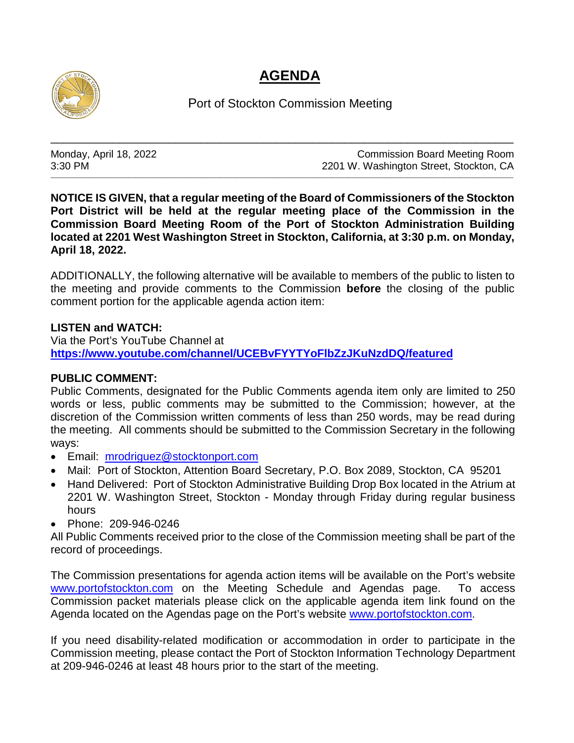# AGENDA

Port of Stockton Commission Meeting

---

Monday, April 18, 2022
3:30 PM

Commission Board Meeting Room
2201 W. Washington Street, Stockton, CA

---

**NOTICE IS GIVEN, that a regular meeting of the Board of Commissioners of the Stockton Port District will be held at the regular meeting place of the Commission in the Commission Board Meeting Room of the Port of Stockton Administration Building located at 2201 West Washington Street in Stockton, California, at 3:30 p.m. on Monday, April 18, 2022.**

ADDITIONALLY, the following alternative will be available to members of the public to listen to the meeting and provide comments to the Commission **before** the closing of the public comment portion for the applicable agenda action item:

**LISTEN and WATCH:**
Via the Port's YouTube Channel at
**https://www.youtube.com/channel/UCEBvFYYTYoFlbZzJKuNzdDQ/featured**

**PUBLIC COMMENT:**
Public Comments, designated for the Public Comments agenda item only are limited to 250 words or less, public comments may be submitted to the Commission; however, at the discretion of the Commission written comments of less than 250 words, may be read during the meeting. All comments should be submitted to the Commission Secretary in the following ways:

- Email: mrodriguez@stocktonport.com
- Mail: Port of Stockton, Attention Board Secretary, P.O. Box 2089, Stockton, CA 95201
- Hand Delivered: Port of Stockton Administrative Building Drop Box located in the Atrium at 2201 W. Washington Street, Stockton - Monday through Friday during regular business hours
- Phone: 209-946-0246

All Public Comments received prior to the close of the Commission meeting shall be part of the record of proceedings.

The Commission presentations for agenda action items will be available on the Port's website www.portofstockton.com on the Meeting Schedule and Agendas page. To access Commission packet materials please click on the applicable agenda item link found on the Agenda located on the Agendas page on the Port's website www.portofstockton.com.

If you need disability-related modification or accommodation in order to participate in the Commission meeting, please contact the Port of Stockton Information Technology Department at 209-946-0246 at least 48 hours prior to the start of the meeting.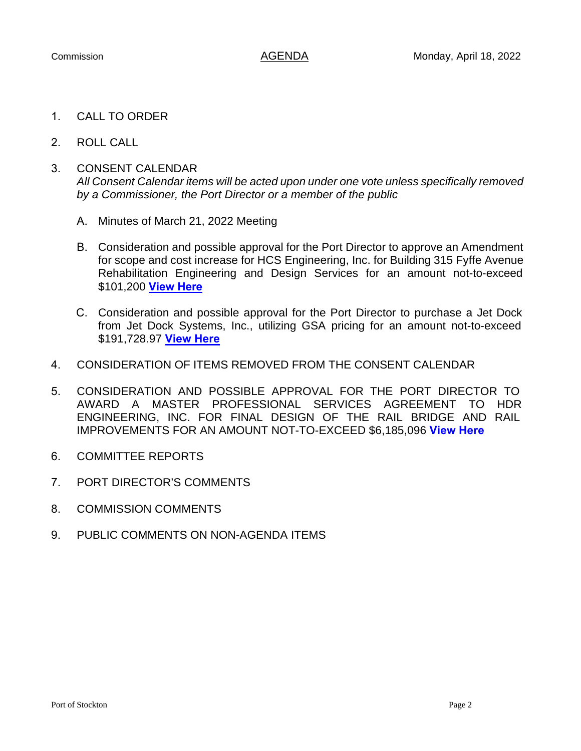Commission **AGENDA** Monday, April 18, 2022

1. CALL TO ORDER

2. ROLL CALL

3. CONSENT CALENDAR
   *All Consent Calendar items will be acted upon under one vote unless specifically removed by a Commissioner, the Port Director or a member of the public*

   A. Minutes of March 21, 2022 Meeting

   B. Consideration and possible approval for the Port Director to approve an Amendment for scope and cost increase for HCS Engineering, Inc. for Building 315 Fyffe Avenue Rehabilitation Engineering and Design Services for an amount not-to-exceed $101,200 **View Here**

   C. Consideration and possible approval for the Port Director to purchase a Jet Dock from Jet Dock Systems, Inc., utilizing GSA pricing for an amount not-to-exceed $191,728.97 **View Here**

4. CONSIDERATION OF ITEMS REMOVED FROM THE CONSENT CALENDAR

5. CONSIDERATION AND POSSIBLE APPROVAL FOR THE PORT DIRECTOR TO AWARD A MASTER PROFESSIONAL SERVICES AGREEMENT TO HDR ENGINEERING, INC. FOR FINAL DESIGN OF THE RAIL BRIDGE AND RAIL IMPROVEMENTS FOR AN AMOUNT NOT-TO-EXCEED $6,185,096 **View Here**

6. COMMITTEE REPORTS

7. PORT DIRECTOR'S COMMENTS

8. COMMISSION COMMENTS

9. PUBLIC COMMENTS ON NON-AGENDA ITEMS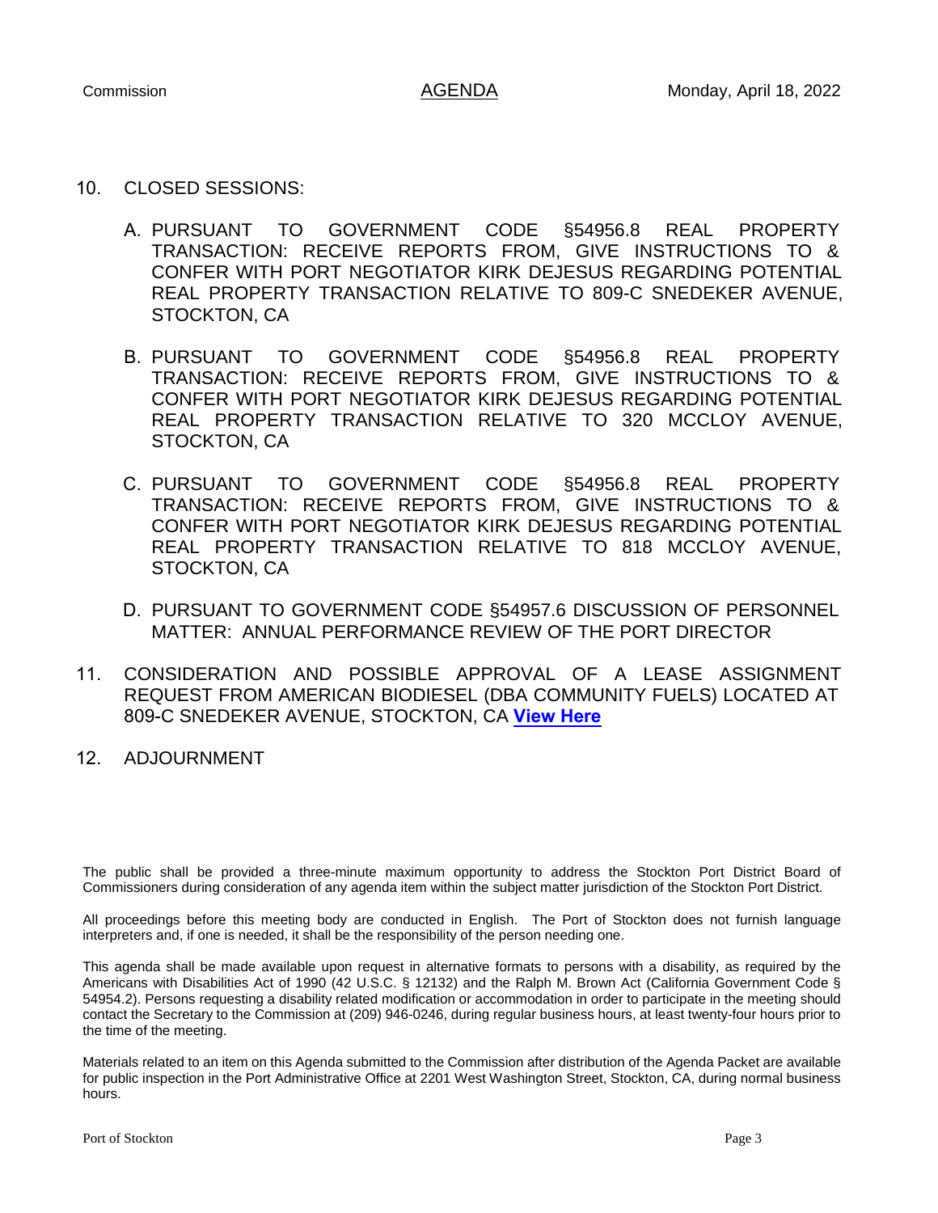10. CLOSED SESSIONS:

    A. PURSUANT TO GOVERNMENT CODE §54956.8 REAL PROPERTY TRANSACTION: RECEIVE REPORTS FROM, GIVE INSTRUCTIONS TO & CONFER WITH PORT NEGOTIATOR KIRK DEJESUS REGARDING POTENTIAL REAL PROPERTY TRANSACTION RELATIVE TO 809-C SNEDEKER AVENUE, STOCKTON, CA

    B. PURSUANT TO GOVERNMENT CODE §54956.8 REAL PROPERTY TRANSACTION: RECEIVE REPORTS FROM, GIVE INSTRUCTIONS TO & CONFER WITH PORT NEGOTIATOR KIRK DEJESUS REGARDING POTENTIAL REAL PROPERTY TRANSACTION RELATIVE TO 320 MCCLOY AVENUE, STOCKTON, CA

    C. PURSUANT TO GOVERNMENT CODE §54956.8 REAL PROPERTY TRANSACTION: RECEIVE REPORTS FROM, GIVE INSTRUCTIONS TO & CONFER WITH PORT NEGOTIATOR KIRK DEJESUS REGARDING POTENTIAL REAL PROPERTY TRANSACTION RELATIVE TO 818 MCCLOY AVENUE, STOCKTON, CA

    D. PURSUANT TO GOVERNMENT CODE §54957.6 DISCUSSION OF PERSONNEL MATTER: ANNUAL PERFORMANCE REVIEW OF THE PORT DIRECTOR

11. CONSIDERATION AND POSSIBLE APPROVAL OF A LEASE ASSIGNMENT REQUEST FROM AMERICAN BIODIESEL (DBA COMMUNITY FUELS) LOCATED AT 809-C SNEDEKER AVENUE, STOCKTON, CA **View Here**

12. ADJOURNMENT

The public shall be provided a three-minute maximum opportunity to address the Stockton Port District Board of Commissioners during consideration of any agenda item within the subject matter jurisdiction of the Stockton Port District.

All proceedings before this meeting body are conducted in English. The Port of Stockton does not furnish language interpreters and, if one is needed, it shall be the responsibility of the person needing one.

This agenda shall be made available upon request in alternative formats to persons with a disability, as required by the Americans with Disabilities Act of 1990 (42 U.S.C. § 12132) and the Ralph M. Brown Act (California Government Code § 54954.2). Persons requesting a disability related modification or accommodation in order to participate in the meeting should contact the Secretary to the Commission at (209) 946-0246, during regular business hours, at least twenty-four hours prior to the time of the meeting.

Materials related to an item on this Agenda submitted to the Commission after distribution of the Agenda Packet are available for public inspection in the Port Administrative Office at 2201 West Washington Street, Stockton, CA, during normal business hours.